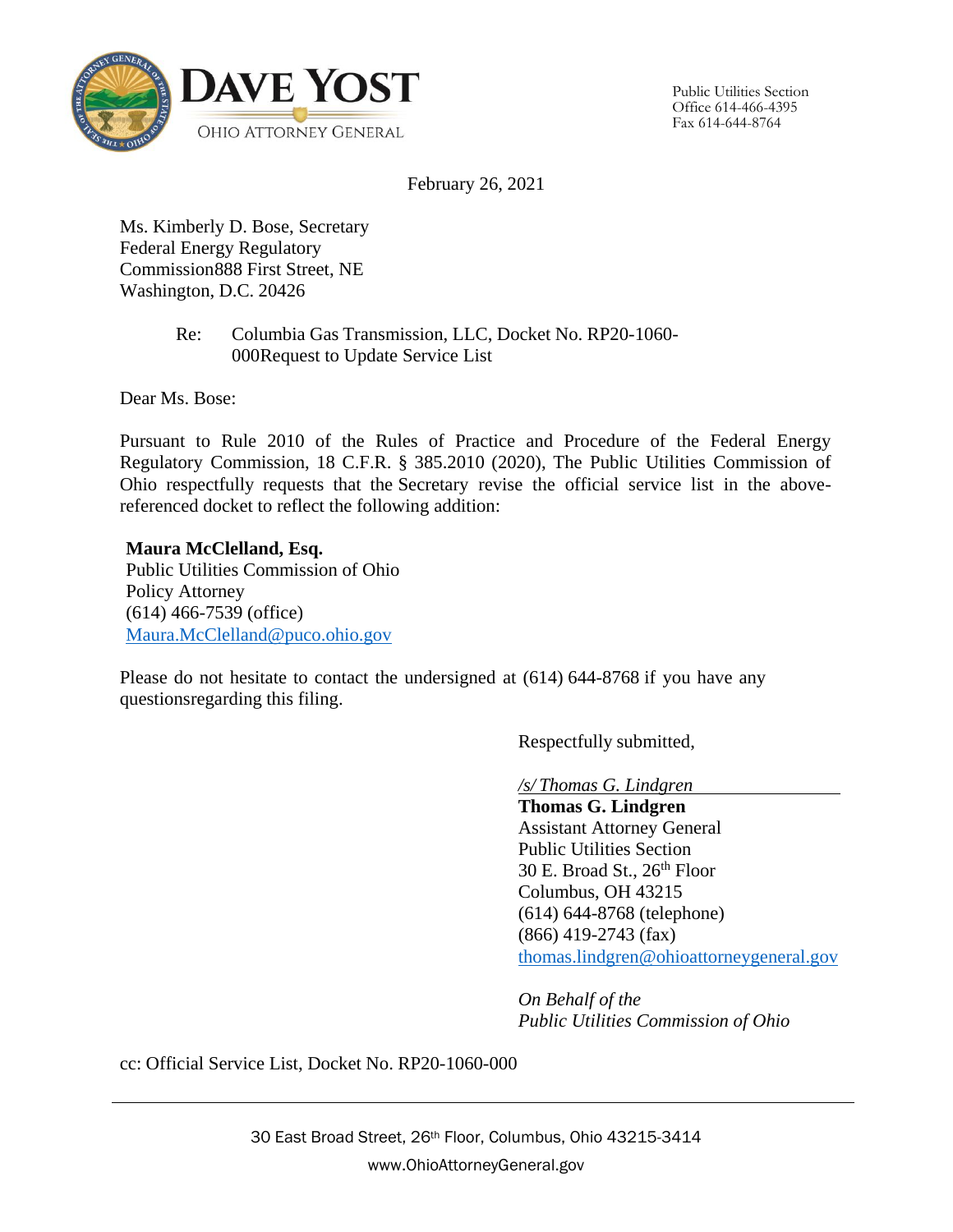**DAVE YOST**
OHIO ATTORNEY GENERAL

Public Utilities Section
Office 614-466-4395
Fax 614-644-8764

February 26, 2021

Ms. Kimberly D. Bose, Secretary
Federal Energy Regulatory
Commission888 First Street, NE
Washington, D.C. 20426

Re: Columbia Gas Transmission, LLC, Docket No. RP20-1060-000Request to Update Service List

Dear Ms. Bose:

Pursuant to Rule 2010 of the Rules of Practice and Procedure of the Federal Energy Regulatory Commission, 18 C.F.R. § 385.2010 (2020), The Public Utilities Commission of Ohio respectfully requests that the Secretary revise the official service list in the above-referenced docket to reflect the following addition:

**Maura McClelland, Esq.**
Public Utilities Commission of Ohio
Policy Attorney
(614) 466-7539 (office)
Maura.McClelland@puco.ohio.gov

Please do not hesitate to contact the undersigned at (614) 644-8768 if you have any questionsregarding this filing.

Respectfully submitted,

*/s/ Thomas G. Lindgren*
**Thomas G. Lindgren**
Assistant Attorney General
Public Utilities Section
30 E. Broad St., 26th Floor
Columbus, OH 43215
(614) 644-8768 (telephone)
(866) 419-2743 (fax)
thomas.lindgren@ohioattorneygeneral.gov

*On Behalf of the*
*Public Utilities Commission of Ohio*

cc: Official Service List, Docket No. RP20-1060-000

30 East Broad Street, 26th Floor, Columbus, Ohio 43215-3414
www.OhioAttorneyGeneral.gov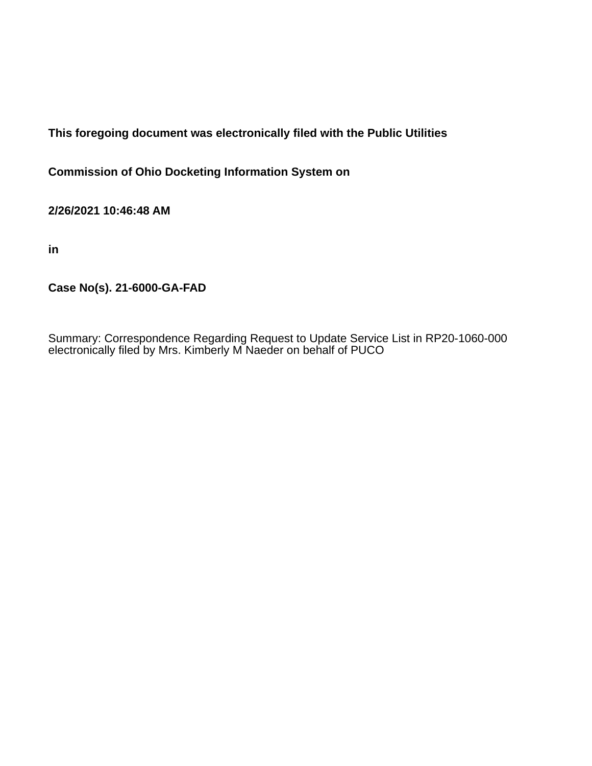**This foregoing document was electronically filed with the Public Utilities**

**Commission of Ohio Docketing Information System on**

**2/26/2021 10:46:48 AM**

**in**

**Case No(s). 21-6000-GA-FAD**

Summary: Correspondence Regarding Request to Update Service List in RP20-1060-000 electronically filed by Mrs. Kimberly M Naeder on behalf of PUCO